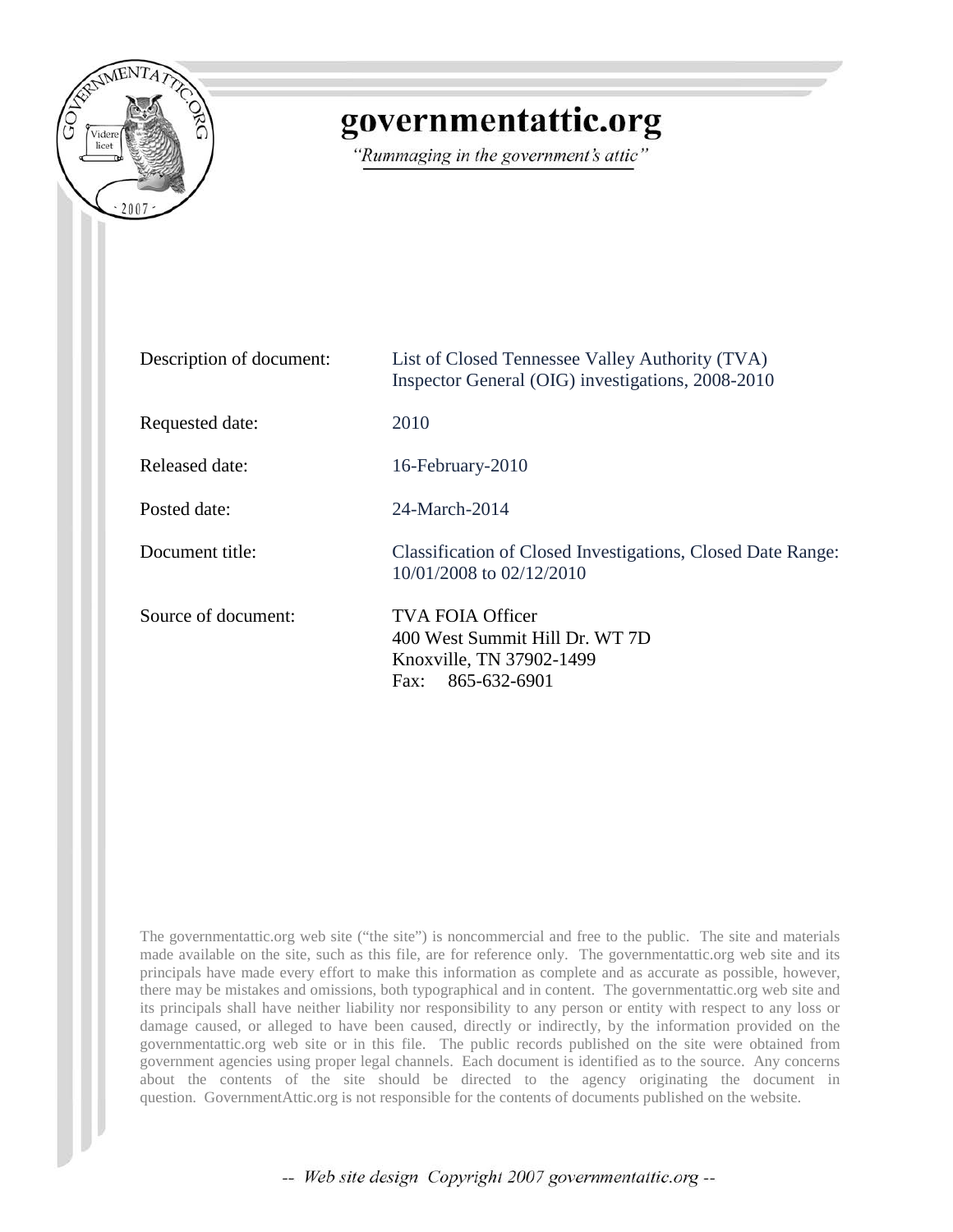# governmentattic.org

*"Rummaging in the government's attic"*

| | |
|---|---|
| Description of document: | List of Closed Tennessee Valley Authority (TVA) Inspector General (OIG) investigations, 2008-2010 |
| Requested date: | 2010 |
| Released date: | 16-February-2010 |
| Posted date: | 24-March-2014 |
| Document title: | Classification of Closed Investigations, Closed Date Range: 10/01/2008 to 02/12/2010 |
| Source of document: | TVA FOIA Officer<br>400 West Summit Hill Dr. WT 7D<br>Knoxville, TN 37902-1499<br>Fax: 865-632-6901 |

The governmentattic.org web site ("the site") is noncommercial and free to the public. The site and materials made available on the site, such as this file, are for reference only. The governmentattic.org web site and its principals have made every effort to make this information as complete and as accurate as possible, however, there may be mistakes and omissions, both typographical and in content. The governmentattic.org web site and its principals shall have neither liability nor responsibility to any person or entity with respect to any loss or damage caused, or alleged to have been caused, directly or indirectly, by the information provided on the governmentattic.org web site or in this file. The public records published on the site were obtained from government agencies using proper legal channels. Each document is identified as to the source. Any concerns about the contents of the site should be directed to the agency originating the document in question. GovernmentAttic.org is not responsible for the contents of documents published on the website.

*-- Web site design Copyright 2007 governmentattic.org --*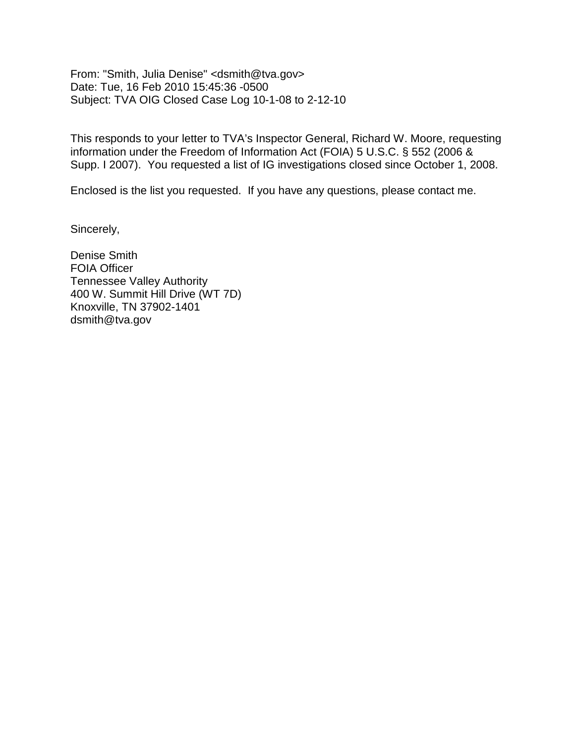From: "Smith, Julia Denise" <dsmith@tva.gov>
Date: Tue, 16 Feb 2010 15:45:36 -0500
Subject: TVA OIG Closed Case Log 10-1-08 to 2-12-10

This responds to your letter to TVA's Inspector General, Richard W. Moore, requesting information under the Freedom of Information Act (FOIA) 5 U.S.C. § 552 (2006 & Supp. I 2007). You requested a list of IG investigations closed since October 1, 2008.

Enclosed is the list you requested. If you have any questions, please contact me.

Sincerely,

Denise Smith
FOIA Officer
Tennessee Valley Authority
400 W. Summit Hill Drive (WT 7D)
Knoxville, TN 37902-1401
dsmith@tva.gov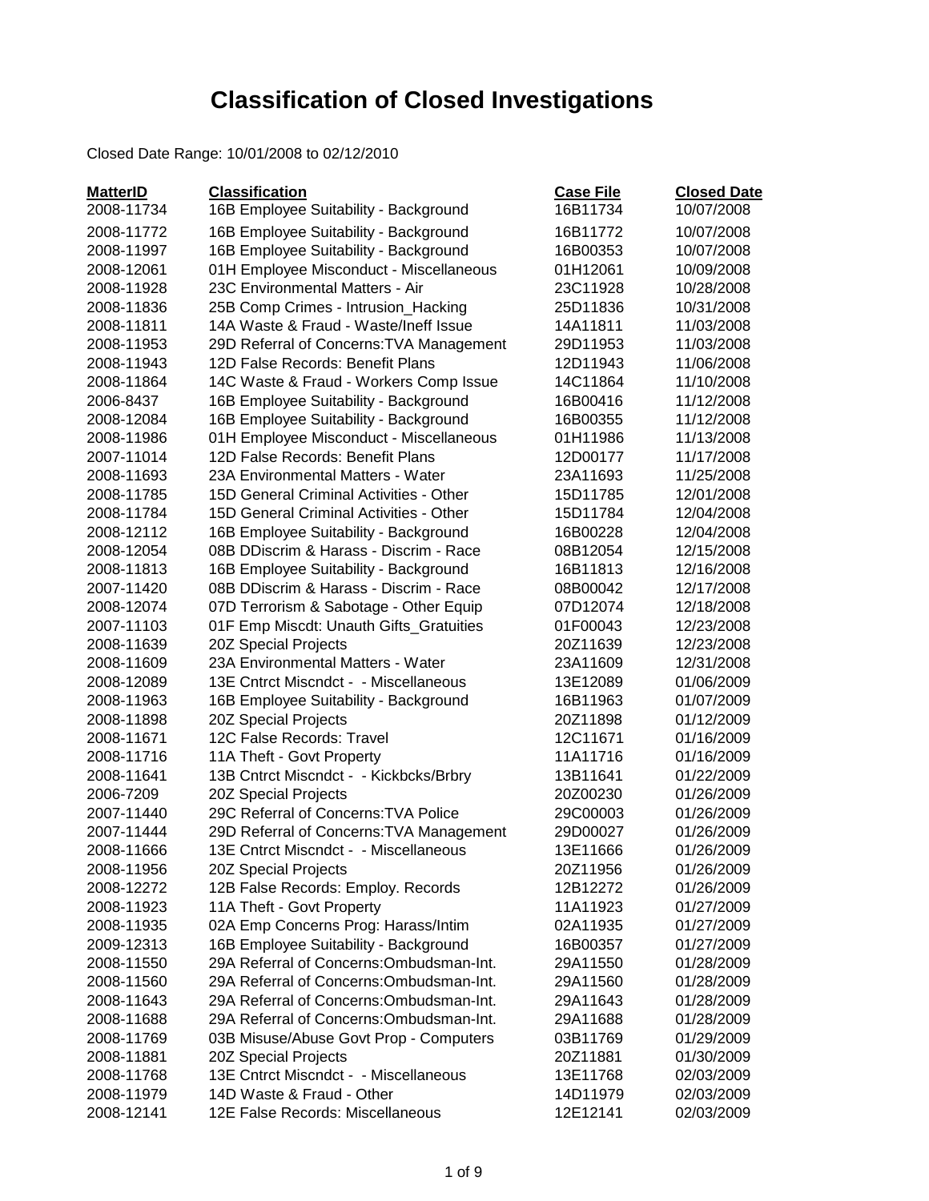# Classification of Closed Investigations

Closed Date Range: 10/01/2008 to 02/12/2010

| MatterID | Classification | Case File | Closed Date |
|---|---|---|---|
| 2008-11734 | 16B Employee Suitability - Background | 16B11734 | 10/07/2008 |
| 2008-11772 | 16B Employee Suitability - Background | 16B11772 | 10/07/2008 |
| 2008-11997 | 16B Employee Suitability - Background | 16B00353 | 10/07/2008 |
| 2008-12061 | 01H Employee Misconduct - Miscellaneous | 01H12061 | 10/09/2008 |
| 2008-11928 | 23C Environmental Matters - Air | 23C11928 | 10/28/2008 |
| 2008-11836 | 25B Comp Crimes - Intrusion_Hacking | 25D11836 | 10/31/2008 |
| 2008-11811 | 14A Waste & Fraud - Waste/Ineff Issue | 14A11811 | 11/03/2008 |
| 2008-11953 | 29D Referral of Concerns:TVA Management | 29D11953 | 11/03/2008 |
| 2008-11943 | 12D False Records: Benefit Plans | 12D11943 | 11/06/2008 |
| 2008-11864 | 14C Waste & Fraud - Workers Comp Issue | 14C11864 | 11/10/2008 |
| 2006-8437 | 16B Employee Suitability - Background | 16B00416 | 11/12/2008 |
| 2008-12084 | 16B Employee Suitability - Background | 16B00355 | 11/12/2008 |
| 2008-11986 | 01H Employee Misconduct - Miscellaneous | 01H11986 | 11/13/2008 |
| 2007-11014 | 12D False Records: Benefit Plans | 12D00177 | 11/17/2008 |
| 2008-11693 | 23A Environmental Matters - Water | 23A11693 | 11/25/2008 |
| 2008-11785 | 15D General Criminal Activities - Other | 15D11785 | 12/01/2008 |
| 2008-11784 | 15D General Criminal Activities - Other | 15D11784 | 12/04/2008 |
| 2008-12112 | 16B Employee Suitability - Background | 16B00228 | 12/04/2008 |
| 2008-12054 | 08B DDiscrim & Harass - Discrim - Race | 08B12054 | 12/15/2008 |
| 2008-11813 | 16B Employee Suitability - Background | 16B11813 | 12/16/2008 |
| 2007-11420 | 08B DDiscrim & Harass - Discrim - Race | 08B00042 | 12/17/2008 |
| 2008-12074 | 07D Terrorism & Sabotage - Other Equip | 07D12074 | 12/18/2008 |
| 2007-11103 | 01F Emp Miscdt: Unauth Gifts_Gratuities | 01F00043 | 12/23/2008 |
| 2008-11639 | 20Z Special Projects | 20Z11639 | 12/23/2008 |
| 2008-11609 | 23A Environmental Matters - Water | 23A11609 | 12/31/2008 |
| 2008-12089 | 13E Cntrct Miscndct - - Miscellaneous | 13E12089 | 01/06/2009 |
| 2008-11963 | 16B Employee Suitability - Background | 16B11963 | 01/07/2009 |
| 2008-11898 | 20Z Special Projects | 20Z11898 | 01/12/2009 |
| 2008-11671 | 12C False Records: Travel | 12C11671 | 01/16/2009 |
| 2008-11716 | 11A Theft - Govt Property | 11A11716 | 01/16/2009 |
| 2008-11641 | 13B Cntrct Miscndct - - Kickbcks/Brbry | 13B11641 | 01/22/2009 |
| 2006-7209 | 20Z Special Projects | 20Z00230 | 01/26/2009 |
| 2007-11440 | 29C Referral of Concerns:TVA Police | 29C00003 | 01/26/2009 |
| 2007-11444 | 29D Referral of Concerns:TVA Management | 29D00027 | 01/26/2009 |
| 2008-11666 | 13E Cntrct Miscndct - - Miscellaneous | 13E11666 | 01/26/2009 |
| 2008-11956 | 20Z Special Projects | 20Z11956 | 01/26/2009 |
| 2008-12272 | 12B False Records: Employ. Records | 12B12272 | 01/26/2009 |
| 2008-11923 | 11A Theft - Govt Property | 11A11923 | 01/27/2009 |
| 2008-11935 | 02A Emp Concerns Prog: Harass/Intim | 02A11935 | 01/27/2009 |
| 2009-12313 | 16B Employee Suitability - Background | 16B00357 | 01/27/2009 |
| 2008-11550 | 29A Referral of Concerns:Ombudsman-Int. | 29A11550 | 01/28/2009 |
| 2008-11560 | 29A Referral of Concerns:Ombudsman-Int. | 29A11560 | 01/28/2009 |
| 2008-11643 | 29A Referral of Concerns:Ombudsman-Int. | 29A11643 | 01/28/2009 |
| 2008-11688 | 29A Referral of Concerns:Ombudsman-Int. | 29A11688 | 01/28/2009 |
| 2008-11769 | 03B Misuse/Abuse Govt Prop - Computers | 03B11769 | 01/29/2009 |
| 2008-11881 | 20Z Special Projects | 20Z11881 | 01/30/2009 |
| 2008-11768 | 13E Cntrct Miscndct - - Miscellaneous | 13E11768 | 02/03/2009 |
| 2008-11979 | 14D Waste & Fraud - Other | 14D11979 | 02/03/2009 |
| 2008-12141 | 12E False Records: Miscellaneous | 12E12141 | 02/03/2009 |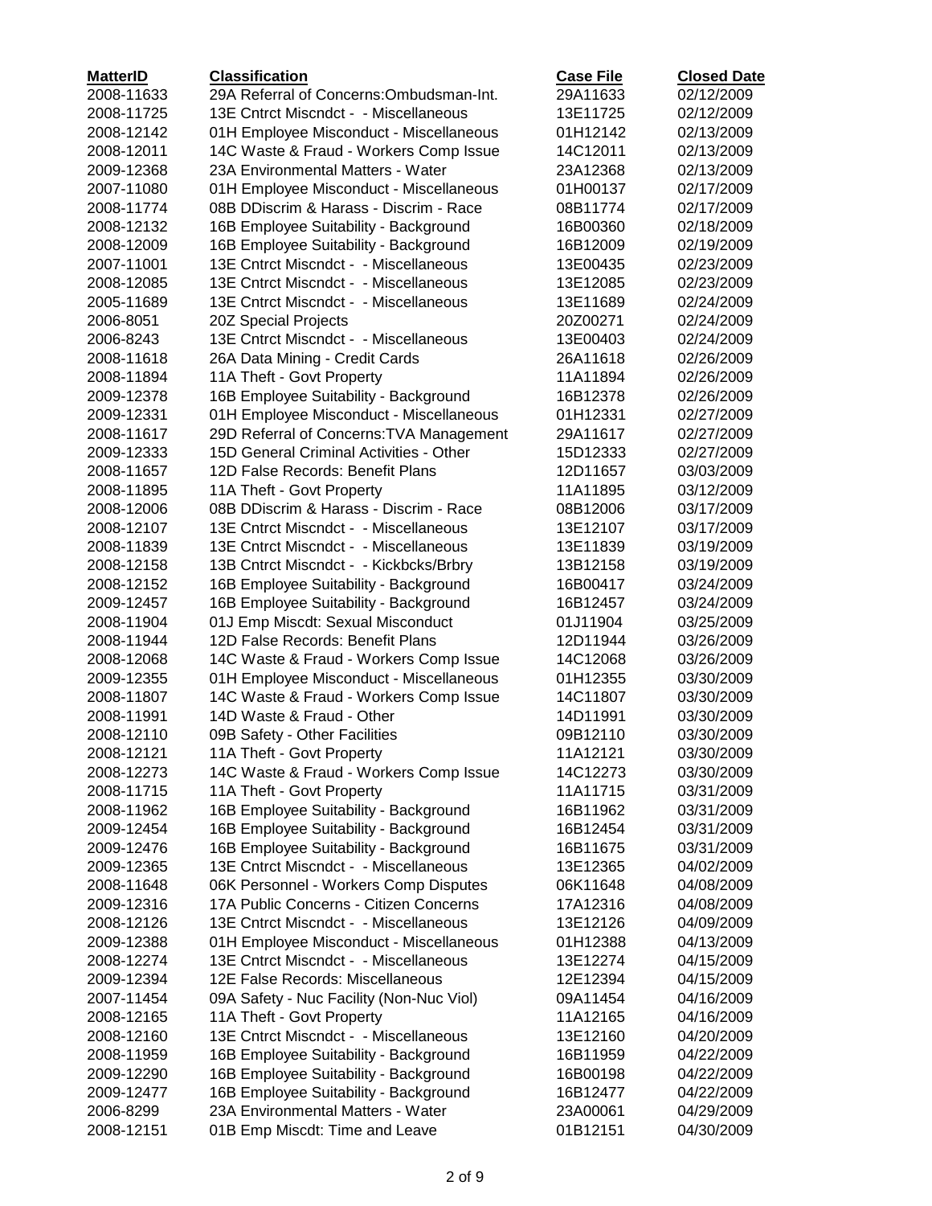| MatterID | Classification | Case File | Closed Date |
| --- | --- | --- | --- |
| 2008-11633 | 29A Referral of Concerns:Ombudsman-Int. | 29A11633 | 02/12/2009 |
| 2008-11725 | 13E Cntrct Miscndct - - Miscellaneous | 13E11725 | 02/12/2009 |
| 2008-12142 | 01H Employee Misconduct - Miscellaneous | 01H12142 | 02/13/2009 |
| 2008-12011 | 14C Waste & Fraud - Workers Comp Issue | 14C12011 | 02/13/2009 |
| 2009-12368 | 23A Environmental Matters - Water | 23A12368 | 02/13/2009 |
| 2007-11080 | 01H Employee Misconduct - Miscellaneous | 01H00137 | 02/17/2009 |
| 2008-11774 | 08B DDiscrim & Harass - Discrim - Race | 08B11774 | 02/17/2009 |
| 2008-12132 | 16B Employee Suitability - Background | 16B00360 | 02/18/2009 |
| 2008-12009 | 16B Employee Suitability - Background | 16B12009 | 02/19/2009 |
| 2007-11001 | 13E Cntrct Miscndct - - Miscellaneous | 13E00435 | 02/23/2009 |
| 2008-12085 | 13E Cntrct Miscndct - - Miscellaneous | 13E12085 | 02/23/2009 |
| 2005-11689 | 13E Cntrct Miscndct - - Miscellaneous | 13E11689 | 02/24/2009 |
| 2006-8051 | 20Z Special Projects | 20Z00271 | 02/24/2009 |
| 2006-8243 | 13E Cntrct Miscndct - - Miscellaneous | 13E00403 | 02/24/2009 |
| 2008-11618 | 26A Data Mining - Credit Cards | 26A11618 | 02/26/2009 |
| 2008-11894 | 11A Theft - Govt Property | 11A11894 | 02/26/2009 |
| 2009-12378 | 16B Employee Suitability - Background | 16B12378 | 02/26/2009 |
| 2009-12331 | 01H Employee Misconduct - Miscellaneous | 01H12331 | 02/27/2009 |
| 2008-11617 | 29D Referral of Concerns:TVA Management | 29A11617 | 02/27/2009 |
| 2009-12333 | 15D General Criminal Activities - Other | 15D12333 | 02/27/2009 |
| 2008-11657 | 12D False Records: Benefit Plans | 12D11657 | 03/03/2009 |
| 2008-11895 | 11A Theft - Govt Property | 11A11895 | 03/12/2009 |
| 2008-12006 | 08B DDiscrim & Harass - Discrim - Race | 08B12006 | 03/17/2009 |
| 2008-12107 | 13E Cntrct Miscndct - - Miscellaneous | 13E12107 | 03/17/2009 |
| 2008-11839 | 13E Cntrct Miscndct - - Miscellaneous | 13E11839 | 03/19/2009 |
| 2008-12158 | 13B Cntrct Miscndct - - Kickbcks/Brbry | 13B12158 | 03/19/2009 |
| 2008-12152 | 16B Employee Suitability - Background | 16B00417 | 03/24/2009 |
| 2009-12457 | 16B Employee Suitability - Background | 16B12457 | 03/24/2009 |
| 2008-11904 | 01J Emp Miscdt: Sexual Misconduct | 01J11904 | 03/25/2009 |
| 2008-11944 | 12D False Records: Benefit Plans | 12D11944 | 03/26/2009 |
| 2008-12068 | 14C Waste & Fraud - Workers Comp Issue | 14C12068 | 03/26/2009 |
| 2009-12355 | 01H Employee Misconduct - Miscellaneous | 01H12355 | 03/30/2009 |
| 2008-11807 | 14C Waste & Fraud - Workers Comp Issue | 14C11807 | 03/30/2009 |
| 2008-11991 | 14D Waste & Fraud - Other | 14D11991 | 03/30/2009 |
| 2008-12110 | 09B Safety - Other Facilities | 09B12110 | 03/30/2009 |
| 2008-12121 | 11A Theft - Govt Property | 11A12121 | 03/30/2009 |
| 2008-12273 | 14C Waste & Fraud - Workers Comp Issue | 14C12273 | 03/30/2009 |
| 2008-11715 | 11A Theft - Govt Property | 11A11715 | 03/31/2009 |
| 2008-11962 | 16B Employee Suitability - Background | 16B11962 | 03/31/2009 |
| 2009-12454 | 16B Employee Suitability - Background | 16B12454 | 03/31/2009 |
| 2009-12476 | 16B Employee Suitability - Background | 16B11675 | 03/31/2009 |
| 2009-12365 | 13E Cntrct Miscndct - - Miscellaneous | 13E12365 | 04/02/2009 |
| 2008-11648 | 06K Personnel - Workers Comp Disputes | 06K11648 | 04/08/2009 |
| 2009-12316 | 17A Public Concerns - Citizen Concerns | 17A12316 | 04/08/2009 |
| 2008-12126 | 13E Cntrct Miscndct - - Miscellaneous | 13E12126 | 04/09/2009 |
| 2009-12388 | 01H Employee Misconduct - Miscellaneous | 01H12388 | 04/13/2009 |
| 2008-12274 | 13E Cntrct Miscndct - - Miscellaneous | 13E12274 | 04/15/2009 |
| 2009-12394 | 12E False Records: Miscellaneous | 12E12394 | 04/15/2009 |
| 2007-11454 | 09A Safety - Nuc Facility (Non-Nuc Viol) | 09A11454 | 04/16/2009 |
| 2008-12165 | 11A Theft - Govt Property | 11A12165 | 04/16/2009 |
| 2008-12160 | 13E Cntrct Miscndct - - Miscellaneous | 13E12160 | 04/20/2009 |
| 2008-11959 | 16B Employee Suitability - Background | 16B11959 | 04/22/2009 |
| 2009-12290 | 16B Employee Suitability - Background | 16B00198 | 04/22/2009 |
| 2009-12477 | 16B Employee Suitability - Background | 16B12477 | 04/22/2009 |
| 2006-8299 | 23A Environmental Matters - Water | 23A00061 | 04/29/2009 |
| 2008-12151 | 01B Emp Miscdt: Time and Leave | 01B12151 | 04/30/2009 |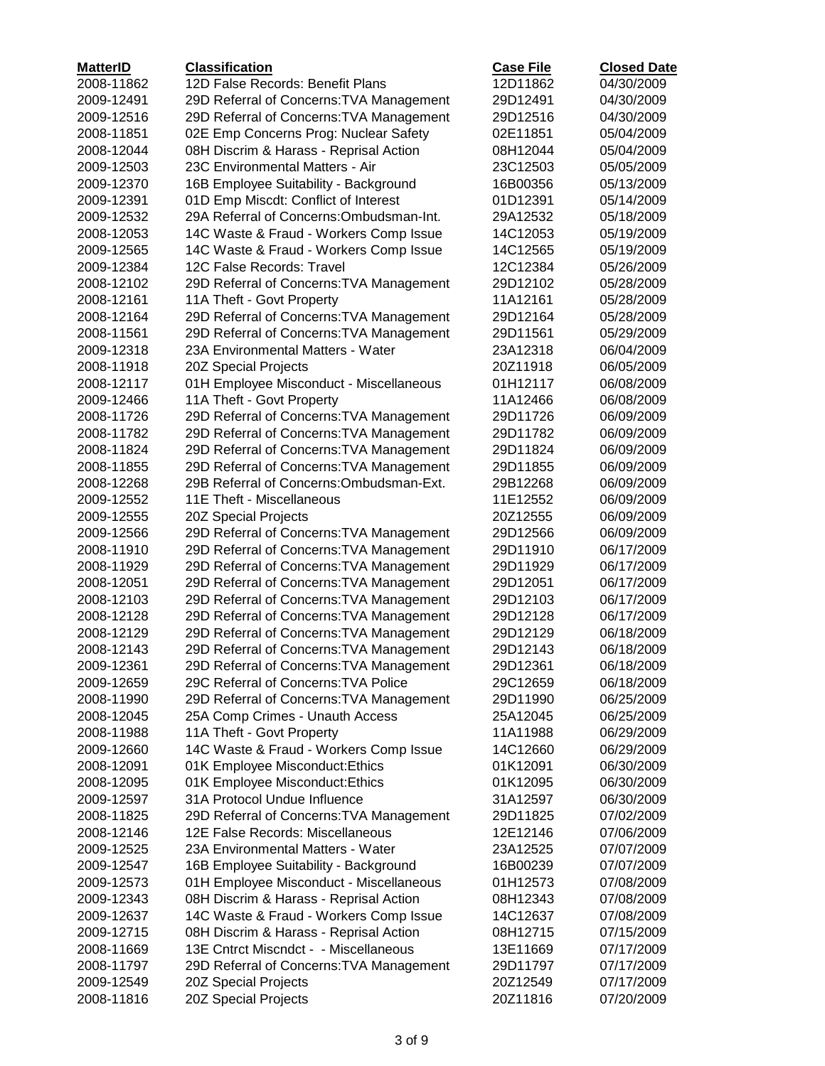| MatterID | Classification | Case File | Closed Date |
|---|---|---|---|
| 2008-11862 | 12D False Records: Benefit Plans | 12D11862 | 04/30/2009 |
| 2009-12491 | 29D Referral of Concerns:TVA Management | 29D12491 | 04/30/2009 |
| 2009-12516 | 29D Referral of Concerns:TVA Management | 29D12516 | 04/30/2009 |
| 2008-11851 | 02E Emp Concerns Prog: Nuclear Safety | 02E11851 | 05/04/2009 |
| 2008-12044 | 08H Discrim & Harass - Reprisal Action | 08H12044 | 05/04/2009 |
| 2009-12503 | 23C Environmental Matters - Air | 23C12503 | 05/05/2009 |
| 2009-12370 | 16B Employee Suitability - Background | 16B00356 | 05/13/2009 |
| 2009-12391 | 01D Emp Miscdt: Conflict of Interest | 01D12391 | 05/14/2009 |
| 2009-12532 | 29A Referral of Concerns:Ombudsman-Int. | 29A12532 | 05/18/2009 |
| 2008-12053 | 14C Waste & Fraud - Workers Comp Issue | 14C12053 | 05/19/2009 |
| 2009-12565 | 14C Waste & Fraud - Workers Comp Issue | 14C12565 | 05/19/2009 |
| 2009-12384 | 12C False Records: Travel | 12C12384 | 05/26/2009 |
| 2008-12102 | 29D Referral of Concerns:TVA Management | 29D12102 | 05/28/2009 |
| 2008-12161 | 11A Theft - Govt Property | 11A12161 | 05/28/2009 |
| 2008-12164 | 29D Referral of Concerns:TVA Management | 29D12164 | 05/28/2009 |
| 2008-11561 | 29D Referral of Concerns:TVA Management | 29D11561 | 05/29/2009 |
| 2009-12318 | 23A Environmental Matters - Water | 23A12318 | 06/04/2009 |
| 2008-11918 | 20Z Special Projects | 20Z11918 | 06/05/2009 |
| 2008-12117 | 01H Employee Misconduct - Miscellaneous | 01H12117 | 06/08/2009 |
| 2009-12466 | 11A Theft - Govt Property | 11A12466 | 06/08/2009 |
| 2008-11726 | 29D Referral of Concerns:TVA Management | 29D11726 | 06/09/2009 |
| 2008-11782 | 29D Referral of Concerns:TVA Management | 29D11782 | 06/09/2009 |
| 2008-11824 | 29D Referral of Concerns:TVA Management | 29D11824 | 06/09/2009 |
| 2008-11855 | 29D Referral of Concerns:TVA Management | 29D11855 | 06/09/2009 |
| 2008-12268 | 29B Referral of Concerns:Ombudsman-Ext. | 29B12268 | 06/09/2009 |
| 2009-12552 | 11E Theft - Miscellaneous | 11E12552 | 06/09/2009 |
| 2009-12555 | 20Z Special Projects | 20Z12555 | 06/09/2009 |
| 2009-12566 | 29D Referral of Concerns:TVA Management | 29D12566 | 06/09/2009 |
| 2008-11910 | 29D Referral of Concerns:TVA Management | 29D11910 | 06/17/2009 |
| 2008-11929 | 29D Referral of Concerns:TVA Management | 29D11929 | 06/17/2009 |
| 2008-12051 | 29D Referral of Concerns:TVA Management | 29D12051 | 06/17/2009 |
| 2008-12103 | 29D Referral of Concerns:TVA Management | 29D12103 | 06/17/2009 |
| 2008-12128 | 29D Referral of Concerns:TVA Management | 29D12128 | 06/17/2009 |
| 2008-12129 | 29D Referral of Concerns:TVA Management | 29D12129 | 06/18/2009 |
| 2008-12143 | 29D Referral of Concerns:TVA Management | 29D12143 | 06/18/2009 |
| 2009-12361 | 29D Referral of Concerns:TVA Management | 29D12361 | 06/18/2009 |
| 2009-12659 | 29C Referral of Concerns:TVA Police | 29C12659 | 06/18/2009 |
| 2008-11990 | 29D Referral of Concerns:TVA Management | 29D11990 | 06/25/2009 |
| 2008-12045 | 25A Comp Crimes - Unauth Access | 25A12045 | 06/25/2009 |
| 2008-11988 | 11A Theft - Govt Property | 11A11988 | 06/29/2009 |
| 2009-12660 | 14C Waste & Fraud - Workers Comp Issue | 14C12660 | 06/29/2009 |
| 2008-12091 | 01K Employee Misconduct:Ethics | 01K12091 | 06/30/2009 |
| 2008-12095 | 01K Employee Misconduct:Ethics | 01K12095 | 06/30/2009 |
| 2009-12597 | 31A Protocol Undue Influence | 31A12597 | 06/30/2009 |
| 2008-11825 | 29D Referral of Concerns:TVA Management | 29D11825 | 07/02/2009 |
| 2008-12146 | 12E False Records: Miscellaneous | 12E12146 | 07/06/2009 |
| 2009-12525 | 23A Environmental Matters - Water | 23A12525 | 07/07/2009 |
| 2009-12547 | 16B Employee Suitability - Background | 16B00239 | 07/07/2009 |
| 2009-12573 | 01H Employee Misconduct - Miscellaneous | 01H12573 | 07/08/2009 |
| 2009-12343 | 08H Discrim & Harass - Reprisal Action | 08H12343 | 07/08/2009 |
| 2009-12637 | 14C Waste & Fraud - Workers Comp Issue | 14C12637 | 07/08/2009 |
| 2009-12715 | 08H Discrim & Harass - Reprisal Action | 08H12715 | 07/15/2009 |
| 2008-11669 | 13E Cntrct Miscndct - - Miscellaneous | 13E11669 | 07/17/2009 |
| 2008-11797 | 29D Referral of Concerns:TVA Management | 29D11797 | 07/17/2009 |
| 2009-12549 | 20Z Special Projects | 20Z12549 | 07/17/2009 |
| 2008-11816 | 20Z Special Projects | 20Z11816 | 07/20/2009 |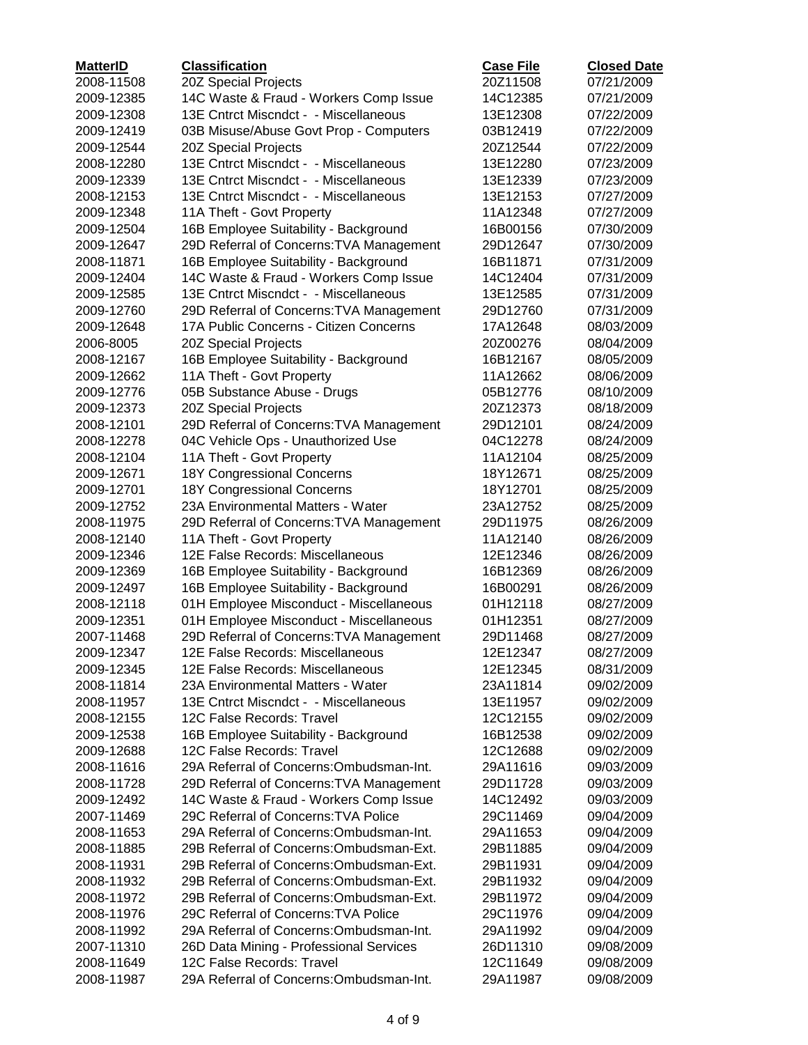| MatterID | Classification | Case File | Closed Date |
|---|---|---|---|
| 2008-11508 | 20Z Special Projects | 20Z11508 | 07/21/2009 |
| 2009-12385 | 14C Waste & Fraud - Workers Comp Issue | 14C12385 | 07/21/2009 |
| 2009-12308 | 13E Cntrct Miscndct - - Miscellaneous | 13E12308 | 07/22/2009 |
| 2009-12419 | 03B Misuse/Abuse Govt Prop - Computers | 03B12419 | 07/22/2009 |
| 2009-12544 | 20Z Special Projects | 20Z12544 | 07/22/2009 |
| 2008-12280 | 13E Cntrct Miscndct - - Miscellaneous | 13E12280 | 07/23/2009 |
| 2009-12339 | 13E Cntrct Miscndct - - Miscellaneous | 13E12339 | 07/23/2009 |
| 2008-12153 | 13E Cntrct Miscndct - - Miscellaneous | 13E12153 | 07/27/2009 |
| 2009-12348 | 11A Theft - Govt Property | 11A12348 | 07/27/2009 |
| 2009-12504 | 16B Employee Suitability - Background | 16B00156 | 07/30/2009 |
| 2009-12647 | 29D Referral of Concerns:TVA Management | 29D12647 | 07/30/2009 |
| 2008-11871 | 16B Employee Suitability - Background | 16B11871 | 07/31/2009 |
| 2009-12404 | 14C Waste & Fraud - Workers Comp Issue | 14C12404 | 07/31/2009 |
| 2009-12585 | 13E Cntrct Miscndct - - Miscellaneous | 13E12585 | 07/31/2009 |
| 2009-12760 | 29D Referral of Concerns:TVA Management | 29D12760 | 07/31/2009 |
| 2009-12648 | 17A Public Concerns - Citizen Concerns | 17A12648 | 08/03/2009 |
| 2006-8005 | 20Z Special Projects | 20Z00276 | 08/04/2009 |
| 2008-12167 | 16B Employee Suitability - Background | 16B12167 | 08/05/2009 |
| 2009-12662 | 11A Theft - Govt Property | 11A12662 | 08/06/2009 |
| 2009-12776 | 05B Substance Abuse - Drugs | 05B12776 | 08/10/2009 |
| 2009-12373 | 20Z Special Projects | 20Z12373 | 08/18/2009 |
| 2008-12101 | 29D Referral of Concerns:TVA Management | 29D12101 | 08/24/2009 |
| 2008-12278 | 04C Vehicle Ops - Unauthorized Use | 04C12278 | 08/24/2009 |
| 2008-12104 | 11A Theft - Govt Property | 11A12104 | 08/25/2009 |
| 2009-12671 | 18Y Congressional Concerns | 18Y12671 | 08/25/2009 |
| 2009-12701 | 18Y Congressional Concerns | 18Y12701 | 08/25/2009 |
| 2009-12752 | 23A Environmental Matters - Water | 23A12752 | 08/25/2009 |
| 2008-11975 | 29D Referral of Concerns:TVA Management | 29D11975 | 08/26/2009 |
| 2008-12140 | 11A Theft - Govt Property | 11A12140 | 08/26/2009 |
| 2009-12346 | 12E False Records: Miscellaneous | 12E12346 | 08/26/2009 |
| 2009-12369 | 16B Employee Suitability - Background | 16B12369 | 08/26/2009 |
| 2009-12497 | 16B Employee Suitability - Background | 16B00291 | 08/26/2009 |
| 2008-12118 | 01H Employee Misconduct - Miscellaneous | 01H12118 | 08/27/2009 |
| 2009-12351 | 01H Employee Misconduct - Miscellaneous | 01H12351 | 08/27/2009 |
| 2007-11468 | 29D Referral of Concerns:TVA Management | 29D11468 | 08/27/2009 |
| 2009-12347 | 12E False Records: Miscellaneous | 12E12347 | 08/27/2009 |
| 2009-12345 | 12E False Records: Miscellaneous | 12E12345 | 08/31/2009 |
| 2008-11814 | 23A Environmental Matters - Water | 23A11814 | 09/02/2009 |
| 2008-11957 | 13E Cntrct Miscndct - - Miscellaneous | 13E11957 | 09/02/2009 |
| 2008-12155 | 12C False Records: Travel | 12C12155 | 09/02/2009 |
| 2009-12538 | 16B Employee Suitability - Background | 16B12538 | 09/02/2009 |
| 2009-12688 | 12C False Records: Travel | 12C12688 | 09/02/2009 |
| 2008-11616 | 29A Referral of Concerns:Ombudsman-Int. | 29A11616 | 09/03/2009 |
| 2008-11728 | 29D Referral of Concerns:TVA Management | 29D11728 | 09/03/2009 |
| 2009-12492 | 14C Waste & Fraud - Workers Comp Issue | 14C12492 | 09/03/2009 |
| 2007-11469 | 29C Referral of Concerns:TVA Police | 29C11469 | 09/04/2009 |
| 2008-11653 | 29A Referral of Concerns:Ombudsman-Int. | 29A11653 | 09/04/2009 |
| 2008-11885 | 29B Referral of Concerns:Ombudsman-Ext. | 29B11885 | 09/04/2009 |
| 2008-11931 | 29B Referral of Concerns:Ombudsman-Ext. | 29B11931 | 09/04/2009 |
| 2008-11932 | 29B Referral of Concerns:Ombudsman-Ext. | 29B11932 | 09/04/2009 |
| 2008-11972 | 29B Referral of Concerns:Ombudsman-Ext. | 29B11972 | 09/04/2009 |
| 2008-11976 | 29C Referral of Concerns:TVA Police | 29C11976 | 09/04/2009 |
| 2008-11992 | 29A Referral of Concerns:Ombudsman-Int. | 29A11992 | 09/04/2009 |
| 2007-11310 | 26D Data Mining - Professional Services | 26D11310 | 09/08/2009 |
| 2008-11649 | 12C False Records: Travel | 12C11649 | 09/08/2009 |
| 2008-11987 | 29A Referral of Concerns:Ombudsman-Int. | 29A11987 | 09/08/2009 |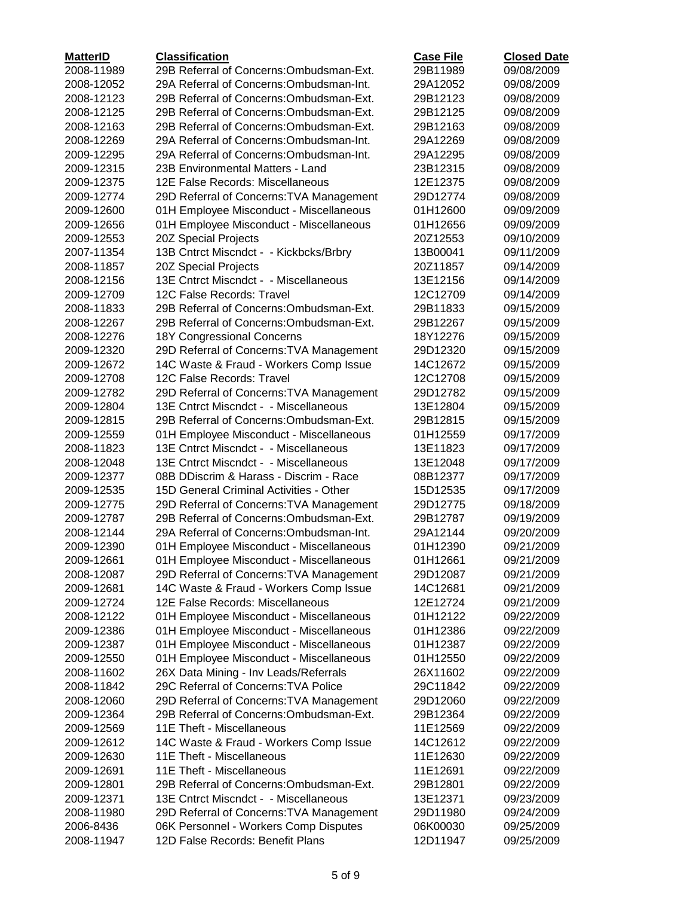| MatterID | Classification | Case File | Closed Date |
|---|---|---|---|
| 2008-11989 | 29B Referral of Concerns:Ombudsman-Ext. | 29B11989 | 09/08/2009 |
| 2008-12052 | 29A Referral of Concerns:Ombudsman-Int. | 29A12052 | 09/08/2009 |
| 2008-12123 | 29B Referral of Concerns:Ombudsman-Ext. | 29B12123 | 09/08/2009 |
| 2008-12125 | 29B Referral of Concerns:Ombudsman-Ext. | 29B12125 | 09/08/2009 |
| 2008-12163 | 29B Referral of Concerns:Ombudsman-Ext. | 29B12163 | 09/08/2009 |
| 2008-12269 | 29A Referral of Concerns:Ombudsman-Int. | 29A12269 | 09/08/2009 |
| 2008-12295 | 29A Referral of Concerns:Ombudsman-Int. | 29A12295 | 09/08/2009 |
| 2009-12315 | 23B Environmental Matters - Land | 23B12315 | 09/08/2009 |
| 2009-12375 | 12E False Records: Miscellaneous | 12E12375 | 09/08/2009 |
| 2009-12774 | 29D Referral of Concerns:TVA Management | 29D12774 | 09/08/2009 |
| 2009-12600 | 01H Employee Misconduct - Miscellaneous | 01H12600 | 09/09/2009 |
| 2009-12656 | 01H Employee Misconduct - Miscellaneous | 01H12656 | 09/09/2009 |
| 2009-12553 | 20Z Special Projects | 20Z12553 | 09/10/2009 |
| 2007-11354 | 13B Cntrct Miscndct - - Kickbcks/Brbry | 13B00041 | 09/11/2009 |
| 2008-11857 | 20Z Special Projects | 20Z11857 | 09/14/2009 |
| 2008-12156 | 13E Cntrct Miscndct - - Miscellaneous | 13E12156 | 09/14/2009 |
| 2009-12709 | 12C False Records: Travel | 12C12709 | 09/14/2009 |
| 2008-11833 | 29B Referral of Concerns:Ombudsman-Ext. | 29B11833 | 09/15/2009 |
| 2008-12267 | 29B Referral of Concerns:Ombudsman-Ext. | 29B12267 | 09/15/2009 |
| 2008-12276 | 18Y Congressional Concerns | 18Y12276 | 09/15/2009 |
| 2009-12320 | 29D Referral of Concerns:TVA Management | 29D12320 | 09/15/2009 |
| 2009-12672 | 14C Waste & Fraud - Workers Comp Issue | 14C12672 | 09/15/2009 |
| 2009-12708 | 12C False Records: Travel | 12C12708 | 09/15/2009 |
| 2009-12782 | 29D Referral of Concerns:TVA Management | 29D12782 | 09/15/2009 |
| 2009-12804 | 13E Cntrct Miscndct - - Miscellaneous | 13E12804 | 09/15/2009 |
| 2009-12815 | 29B Referral of Concerns:Ombudsman-Ext. | 29B12815 | 09/15/2009 |
| 2009-12559 | 01H Employee Misconduct - Miscellaneous | 01H12559 | 09/17/2009 |
| 2008-11823 | 13E Cntrct Miscndct - - Miscellaneous | 13E11823 | 09/17/2009 |
| 2008-12048 | 13E Cntrct Miscndct - - Miscellaneous | 13E12048 | 09/17/2009 |
| 2009-12377 | 08B DDiscrim & Harass - Discrim - Race | 08B12377 | 09/17/2009 |
| 2009-12535 | 15D General Criminal Activities - Other | 15D12535 | 09/17/2009 |
| 2009-12775 | 29D Referral of Concerns:TVA Management | 29D12775 | 09/18/2009 |
| 2009-12787 | 29B Referral of Concerns:Ombudsman-Ext. | 29B12787 | 09/19/2009 |
| 2008-12144 | 29A Referral of Concerns:Ombudsman-Int. | 29A12144 | 09/20/2009 |
| 2009-12390 | 01H Employee Misconduct - Miscellaneous | 01H12390 | 09/21/2009 |
| 2009-12661 | 01H Employee Misconduct - Miscellaneous | 01H12661 | 09/21/2009 |
| 2008-12087 | 29D Referral of Concerns:TVA Management | 29D12087 | 09/21/2009 |
| 2009-12681 | 14C Waste & Fraud - Workers Comp Issue | 14C12681 | 09/21/2009 |
| 2009-12724 | 12E False Records: Miscellaneous | 12E12724 | 09/21/2009 |
| 2008-12122 | 01H Employee Misconduct - Miscellaneous | 01H12122 | 09/22/2009 |
| 2009-12386 | 01H Employee Misconduct - Miscellaneous | 01H12386 | 09/22/2009 |
| 2009-12387 | 01H Employee Misconduct - Miscellaneous | 01H12387 | 09/22/2009 |
| 2009-12550 | 01H Employee Misconduct - Miscellaneous | 01H12550 | 09/22/2009 |
| 2008-11602 | 26X Data Mining - Inv Leads/Referrals | 26X11602 | 09/22/2009 |
| 2008-11842 | 29C Referral of Concerns:TVA Police | 29C11842 | 09/22/2009 |
| 2008-12060 | 29D Referral of Concerns:TVA Management | 29D12060 | 09/22/2009 |
| 2009-12364 | 29B Referral of Concerns:Ombudsman-Ext. | 29B12364 | 09/22/2009 |
| 2009-12569 | 11E Theft - Miscellaneous | 11E12569 | 09/22/2009 |
| 2009-12612 | 14C Waste & Fraud - Workers Comp Issue | 14C12612 | 09/22/2009 |
| 2009-12630 | 11E Theft - Miscellaneous | 11E12630 | 09/22/2009 |
| 2009-12691 | 11E Theft - Miscellaneous | 11E12691 | 09/22/2009 |
| 2009-12801 | 29B Referral of Concerns:Ombudsman-Ext. | 29B12801 | 09/22/2009 |
| 2009-12371 | 13E Cntrct Miscndct - - Miscellaneous | 13E12371 | 09/23/2009 |
| 2008-11980 | 29D Referral of Concerns:TVA Management | 29D11980 | 09/24/2009 |
| 2006-8436 | 06K Personnel - Workers Comp Disputes | 06K00030 | 09/25/2009 |
| 2008-11947 | 12D False Records: Benefit Plans | 12D11947 | 09/25/2009 |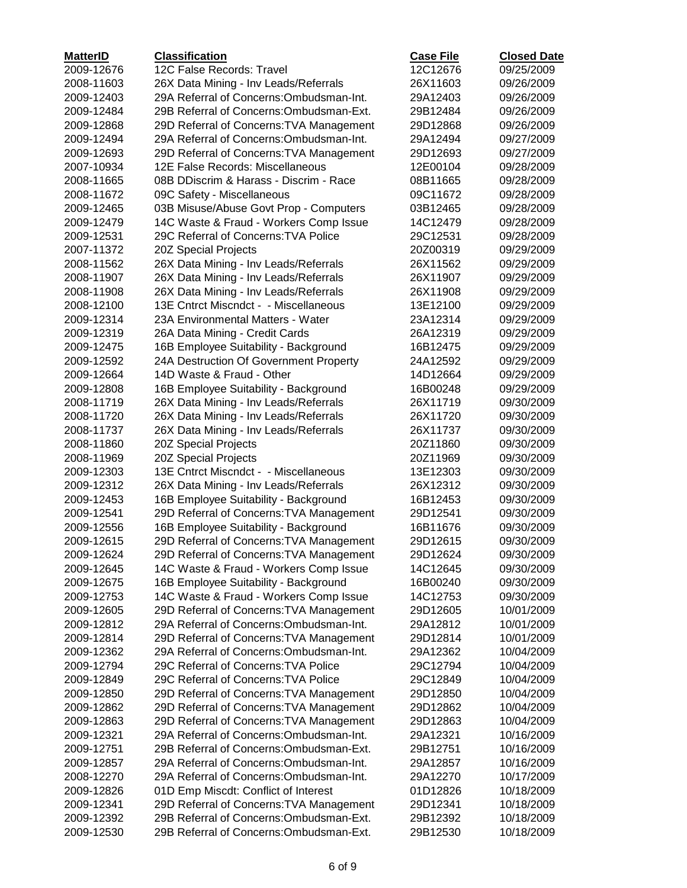| MatterID | Classification | Case File | Closed Date |
|---|---|---|---|
| 2009-12676 | 12C False Records: Travel | 12C12676 | 09/25/2009 |
| 2008-11603 | 26X Data Mining - Inv Leads/Referrals | 26X11603 | 09/26/2009 |
| 2009-12403 | 29A Referral of Concerns:Ombudsman-Int. | 29A12403 | 09/26/2009 |
| 2009-12484 | 29B Referral of Concerns:Ombudsman-Ext. | 29B12484 | 09/26/2009 |
| 2009-12868 | 29D Referral of Concerns:TVA Management | 29D12868 | 09/26/2009 |
| 2009-12494 | 29A Referral of Concerns:Ombudsman-Int. | 29A12494 | 09/27/2009 |
| 2009-12693 | 29D Referral of Concerns:TVA Management | 29D12693 | 09/27/2009 |
| 2007-10934 | 12E False Records: Miscellaneous | 12E00104 | 09/28/2009 |
| 2008-11665 | 08B DDiscrim & Harass - Discrim - Race | 08B11665 | 09/28/2009 |
| 2008-11672 | 09C Safety - Miscellaneous | 09C11672 | 09/28/2009 |
| 2009-12465 | 03B Misuse/Abuse Govt Prop - Computers | 03B12465 | 09/28/2009 |
| 2009-12479 | 14C Waste & Fraud - Workers Comp Issue | 14C12479 | 09/28/2009 |
| 2009-12531 | 29C Referral of Concerns:TVA Police | 29C12531 | 09/28/2009 |
| 2007-11372 | 20Z Special Projects | 20Z00319 | 09/29/2009 |
| 2008-11562 | 26X Data Mining - Inv Leads/Referrals | 26X11562 | 09/29/2009 |
| 2008-11907 | 26X Data Mining - Inv Leads/Referrals | 26X11907 | 09/29/2009 |
| 2008-11908 | 26X Data Mining - Inv Leads/Referrals | 26X11908 | 09/29/2009 |
| 2008-12100 | 13E Cntrct Miscndct - - Miscellaneous | 13E12100 | 09/29/2009 |
| 2009-12314 | 23A Environmental Matters - Water | 23A12314 | 09/29/2009 |
| 2009-12319 | 26A Data Mining - Credit Cards | 26A12319 | 09/29/2009 |
| 2009-12475 | 16B Employee Suitability - Background | 16B12475 | 09/29/2009 |
| 2009-12592 | 24A Destruction Of Government Property | 24A12592 | 09/29/2009 |
| 2009-12664 | 14D Waste & Fraud - Other | 14D12664 | 09/29/2009 |
| 2009-12808 | 16B Employee Suitability - Background | 16B00248 | 09/29/2009 |
| 2008-11719 | 26X Data Mining - Inv Leads/Referrals | 26X11719 | 09/30/2009 |
| 2008-11720 | 26X Data Mining - Inv Leads/Referrals | 26X11720 | 09/30/2009 |
| 2008-11737 | 26X Data Mining - Inv Leads/Referrals | 26X11737 | 09/30/2009 |
| 2008-11860 | 20Z Special Projects | 20Z11860 | 09/30/2009 |
| 2008-11969 | 20Z Special Projects | 20Z11969 | 09/30/2009 |
| 2009-12303 | 13E Cntrct Miscndct - - Miscellaneous | 13E12303 | 09/30/2009 |
| 2009-12312 | 26X Data Mining - Inv Leads/Referrals | 26X12312 | 09/30/2009 |
| 2009-12453 | 16B Employee Suitability - Background | 16B12453 | 09/30/2009 |
| 2009-12541 | 29D Referral of Concerns:TVA Management | 29D12541 | 09/30/2009 |
| 2009-12556 | 16B Employee Suitability - Background | 16B11676 | 09/30/2009 |
| 2009-12615 | 29D Referral of Concerns:TVA Management | 29D12615 | 09/30/2009 |
| 2009-12624 | 29D Referral of Concerns:TVA Management | 29D12624 | 09/30/2009 |
| 2009-12645 | 14C Waste & Fraud - Workers Comp Issue | 14C12645 | 09/30/2009 |
| 2009-12675 | 16B Employee Suitability - Background | 16B00240 | 09/30/2009 |
| 2009-12753 | 14C Waste & Fraud - Workers Comp Issue | 14C12753 | 09/30/2009 |
| 2009-12605 | 29D Referral of Concerns:TVA Management | 29D12605 | 10/01/2009 |
| 2009-12812 | 29A Referral of Concerns:Ombudsman-Int. | 29A12812 | 10/01/2009 |
| 2009-12814 | 29D Referral of Concerns:TVA Management | 29D12814 | 10/01/2009 |
| 2009-12362 | 29A Referral of Concerns:Ombudsman-Int. | 29A12362 | 10/04/2009 |
| 2009-12794 | 29C Referral of Concerns:TVA Police | 29C12794 | 10/04/2009 |
| 2009-12849 | 29C Referral of Concerns:TVA Police | 29C12849 | 10/04/2009 |
| 2009-12850 | 29D Referral of Concerns:TVA Management | 29D12850 | 10/04/2009 |
| 2009-12862 | 29D Referral of Concerns:TVA Management | 29D12862 | 10/04/2009 |
| 2009-12863 | 29D Referral of Concerns:TVA Management | 29D12863 | 10/04/2009 |
| 2009-12321 | 29A Referral of Concerns:Ombudsman-Int. | 29A12321 | 10/16/2009 |
| 2009-12751 | 29B Referral of Concerns:Ombudsman-Ext. | 29B12751 | 10/16/2009 |
| 2009-12857 | 29A Referral of Concerns:Ombudsman-Int. | 29A12857 | 10/16/2009 |
| 2008-12270 | 29A Referral of Concerns:Ombudsman-Int. | 29A12270 | 10/17/2009 |
| 2009-12826 | 01D Emp Miscdt: Conflict of Interest | 01D12826 | 10/18/2009 |
| 2009-12341 | 29D Referral of Concerns:TVA Management | 29D12341 | 10/18/2009 |
| 2009-12392 | 29B Referral of Concerns:Ombudsman-Ext. | 29B12392 | 10/18/2009 |
| 2009-12530 | 29B Referral of Concerns:Ombudsman-Ext. | 29B12530 | 10/18/2009 |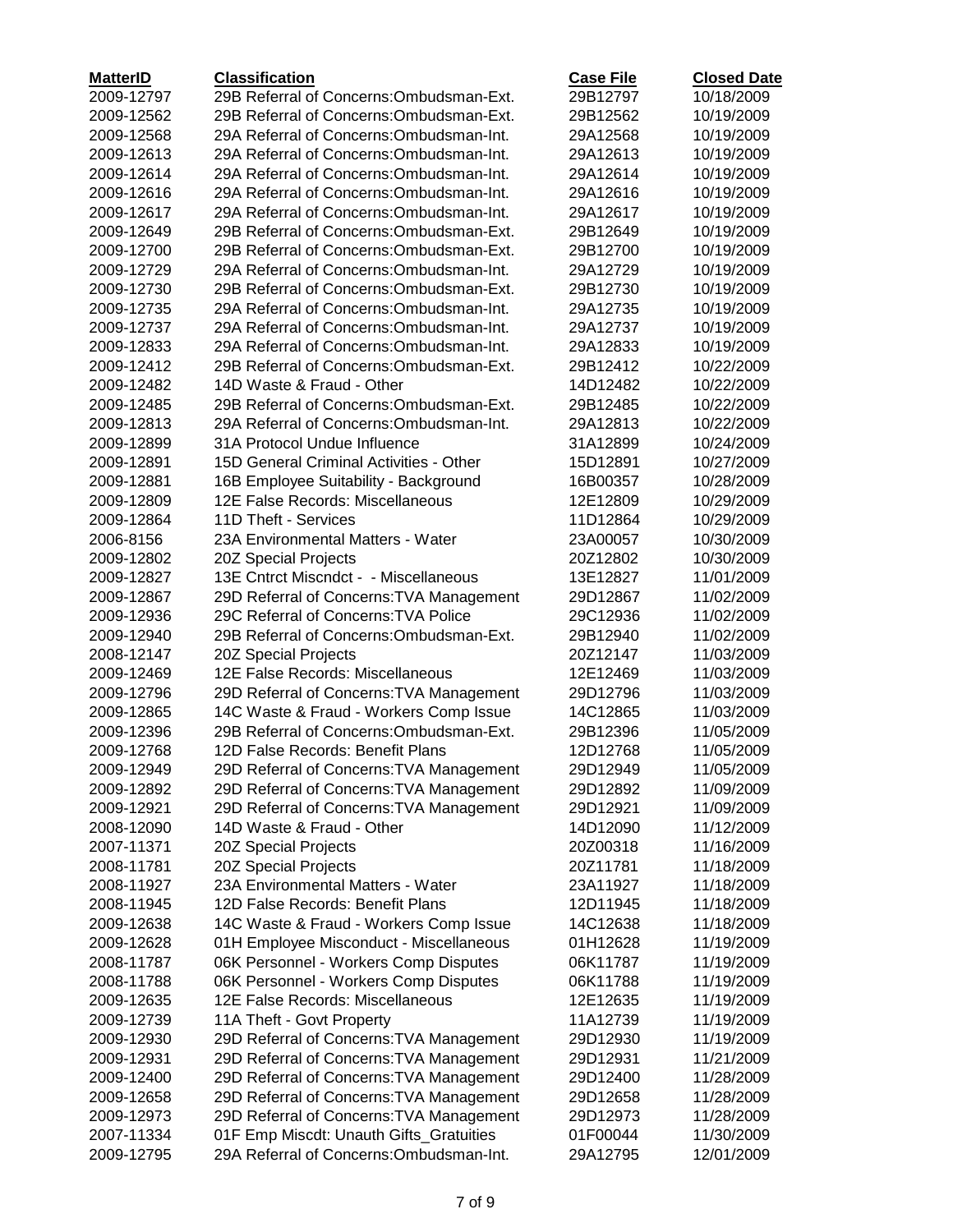| MatterID | Classification | Case File | Closed Date |
|---|---|---|---|
| 2009-12797 | 29B Referral of Concerns:Ombudsman-Ext. | 29B12797 | 10/18/2009 |
| 2009-12562 | 29B Referral of Concerns:Ombudsman-Ext. | 29B12562 | 10/19/2009 |
| 2009-12568 | 29A Referral of Concerns:Ombudsman-Int. | 29A12568 | 10/19/2009 |
| 2009-12613 | 29A Referral of Concerns:Ombudsman-Int. | 29A12613 | 10/19/2009 |
| 2009-12614 | 29A Referral of Concerns:Ombudsman-Int. | 29A12614 | 10/19/2009 |
| 2009-12616 | 29A Referral of Concerns:Ombudsman-Int. | 29A12616 | 10/19/2009 |
| 2009-12617 | 29A Referral of Concerns:Ombudsman-Int. | 29A12617 | 10/19/2009 |
| 2009-12649 | 29B Referral of Concerns:Ombudsman-Ext. | 29B12649 | 10/19/2009 |
| 2009-12700 | 29B Referral of Concerns:Ombudsman-Ext. | 29B12700 | 10/19/2009 |
| 2009-12729 | 29A Referral of Concerns:Ombudsman-Int. | 29A12729 | 10/19/2009 |
| 2009-12730 | 29B Referral of Concerns:Ombudsman-Ext. | 29B12730 | 10/19/2009 |
| 2009-12735 | 29A Referral of Concerns:Ombudsman-Int. | 29A12735 | 10/19/2009 |
| 2009-12737 | 29A Referral of Concerns:Ombudsman-Int. | 29A12737 | 10/19/2009 |
| 2009-12833 | 29A Referral of Concerns:Ombudsman-Int. | 29A12833 | 10/19/2009 |
| 2009-12412 | 29B Referral of Concerns:Ombudsman-Ext. | 29B12412 | 10/22/2009 |
| 2009-12482 | 14D Waste & Fraud - Other | 14D12482 | 10/22/2009 |
| 2009-12485 | 29B Referral of Concerns:Ombudsman-Ext. | 29B12485 | 10/22/2009 |
| 2009-12813 | 29A Referral of Concerns:Ombudsman-Int. | 29A12813 | 10/22/2009 |
| 2009-12899 | 31A Protocol Undue Influence | 31A12899 | 10/24/2009 |
| 2009-12891 | 15D General Criminal Activities - Other | 15D12891 | 10/27/2009 |
| 2009-12881 | 16B Employee Suitability - Background | 16B00357 | 10/28/2009 |
| 2009-12809 | 12E False Records: Miscellaneous | 12E12809 | 10/29/2009 |
| 2009-12864 | 11D Theft - Services | 11D12864 | 10/29/2009 |
| 2006-8156 | 23A Environmental Matters - Water | 23A00057 | 10/30/2009 |
| 2009-12802 | 20Z Special Projects | 20Z12802 | 10/30/2009 |
| 2009-12827 | 13E Cntrct Miscndct - - Miscellaneous | 13E12827 | 11/01/2009 |
| 2009-12867 | 29D Referral of Concerns:TVA Management | 29D12867 | 11/02/2009 |
| 2009-12936 | 29C Referral of Concerns:TVA Police | 29C12936 | 11/02/2009 |
| 2009-12940 | 29B Referral of Concerns:Ombudsman-Ext. | 29B12940 | 11/02/2009 |
| 2008-12147 | 20Z Special Projects | 20Z12147 | 11/03/2009 |
| 2009-12469 | 12E False Records: Miscellaneous | 12E12469 | 11/03/2009 |
| 2009-12796 | 29D Referral of Concerns:TVA Management | 29D12796 | 11/03/2009 |
| 2009-12865 | 14C Waste & Fraud - Workers Comp Issue | 14C12865 | 11/03/2009 |
| 2009-12396 | 29B Referral of Concerns:Ombudsman-Ext. | 29B12396 | 11/05/2009 |
| 2009-12768 | 12D False Records: Benefit Plans | 12D12768 | 11/05/2009 |
| 2009-12949 | 29D Referral of Concerns:TVA Management | 29D12949 | 11/05/2009 |
| 2009-12892 | 29D Referral of Concerns:TVA Management | 29D12892 | 11/09/2009 |
| 2009-12921 | 29D Referral of Concerns:TVA Management | 29D12921 | 11/09/2009 |
| 2008-12090 | 14D Waste & Fraud - Other | 14D12090 | 11/12/2009 |
| 2007-11371 | 20Z Special Projects | 20Z00318 | 11/16/2009 |
| 2008-11781 | 20Z Special Projects | 20Z11781 | 11/18/2009 |
| 2008-11927 | 23A Environmental Matters - Water | 23A11927 | 11/18/2009 |
| 2008-11945 | 12D False Records: Benefit Plans | 12D11945 | 11/18/2009 |
| 2009-12638 | 14C Waste & Fraud - Workers Comp Issue | 14C12638 | 11/18/2009 |
| 2009-12628 | 01H Employee Misconduct - Miscellaneous | 01H12628 | 11/19/2009 |
| 2008-11787 | 06K Personnel - Workers Comp Disputes | 06K11787 | 11/19/2009 |
| 2008-11788 | 06K Personnel - Workers Comp Disputes | 06K11788 | 11/19/2009 |
| 2009-12635 | 12E False Records: Miscellaneous | 12E12635 | 11/19/2009 |
| 2009-12739 | 11A Theft - Govt Property | 11A12739 | 11/19/2009 |
| 2009-12930 | 29D Referral of Concerns:TVA Management | 29D12930 | 11/19/2009 |
| 2009-12931 | 29D Referral of Concerns:TVA Management | 29D12931 | 11/21/2009 |
| 2009-12400 | 29D Referral of Concerns:TVA Management | 29D12400 | 11/28/2009 |
| 2009-12658 | 29D Referral of Concerns:TVA Management | 29D12658 | 11/28/2009 |
| 2009-12973 | 29D Referral of Concerns:TVA Management | 29D12973 | 11/28/2009 |
| 2007-11334 | 01F Emp Miscdt: Unauth Gifts_Gratuities | 01F00044 | 11/30/2009 |
| 2009-12795 | 29A Referral of Concerns:Ombudsman-Int. | 29A12795 | 12/01/2009 |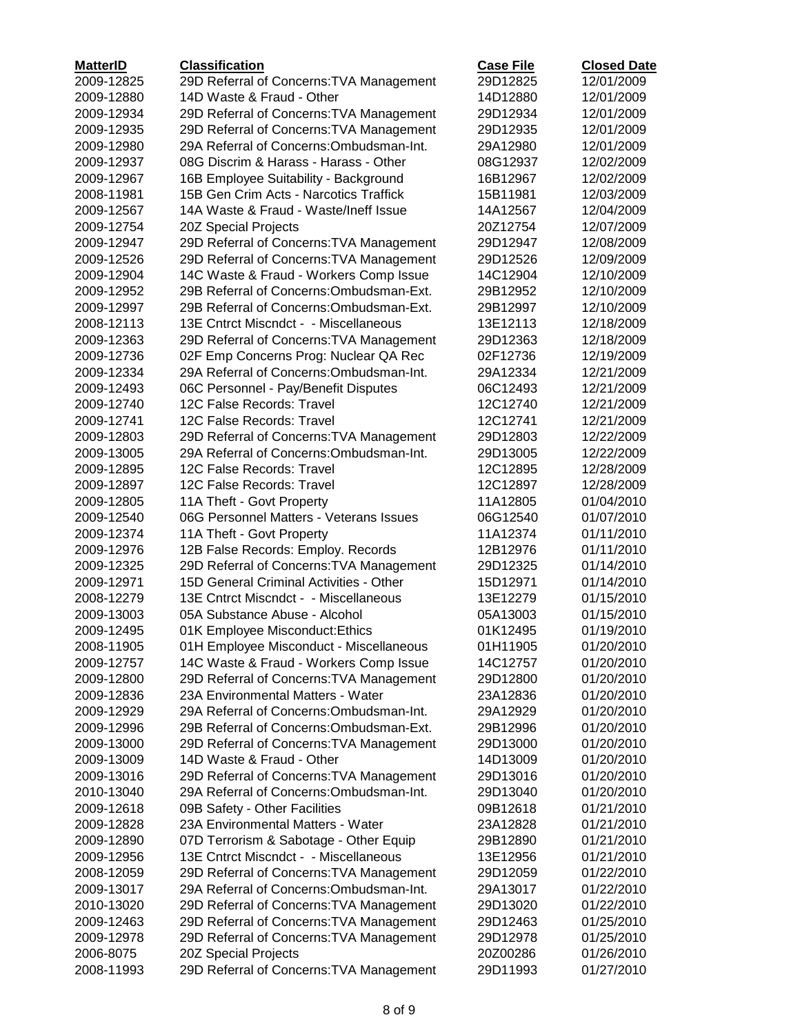| MatterID | Classification | Case File | Closed Date |
|---|---|---|---|
| 2009-12825 | 29D Referral of Concerns:TVA Management | 29D12825 | 12/01/2009 |
| 2009-12880 | 14D Waste & Fraud - Other | 14D12880 | 12/01/2009 |
| 2009-12934 | 29D Referral of Concerns:TVA Management | 29D12934 | 12/01/2009 |
| 2009-12935 | 29D Referral of Concerns:TVA Management | 29D12935 | 12/01/2009 |
| 2009-12980 | 29A Referral of Concerns:Ombudsman-Int. | 29A12980 | 12/01/2009 |
| 2009-12937 | 08G Discrim & Harass - Harass - Other | 08G12937 | 12/02/2009 |
| 2009-12967 | 16B Employee Suitability - Background | 16B12967 | 12/02/2009 |
| 2008-11981 | 15B Gen Crim Acts - Narcotics Traffick | 15B11981 | 12/03/2009 |
| 2009-12567 | 14A Waste & Fraud - Waste/Ineff Issue | 14A12567 | 12/04/2009 |
| 2009-12754 | 20Z Special Projects | 20Z12754 | 12/07/2009 |
| 2009-12947 | 29D Referral of Concerns:TVA Management | 29D12947 | 12/08/2009 |
| 2009-12526 | 29D Referral of Concerns:TVA Management | 29D12526 | 12/09/2009 |
| 2009-12904 | 14C Waste & Fraud - Workers Comp Issue | 14C12904 | 12/10/2009 |
| 2009-12952 | 29B Referral of Concerns:Ombudsman-Ext. | 29B12952 | 12/10/2009 |
| 2009-12997 | 29B Referral of Concerns:Ombudsman-Ext. | 29B12997 | 12/10/2009 |
| 2008-12113 | 13E Cntrct Miscndct - - Miscellaneous | 13E12113 | 12/18/2009 |
| 2009-12363 | 29D Referral of Concerns:TVA Management | 29D12363 | 12/18/2009 |
| 2009-12736 | 02F Emp Concerns Prog: Nuclear QA Rec | 02F12736 | 12/19/2009 |
| 2009-12334 | 29A Referral of Concerns:Ombudsman-Int. | 29A12334 | 12/21/2009 |
| 2009-12493 | 06C Personnel - Pay/Benefit Disputes | 06C12493 | 12/21/2009 |
| 2009-12740 | 12C False Records: Travel | 12C12740 | 12/21/2009 |
| 2009-12741 | 12C False Records: Travel | 12C12741 | 12/21/2009 |
| 2009-12803 | 29D Referral of Concerns:TVA Management | 29D12803 | 12/22/2009 |
| 2009-13005 | 29A Referral of Concerns:Ombudsman-Int. | 29D13005 | 12/22/2009 |
| 2009-12895 | 12C False Records: Travel | 12C12895 | 12/28/2009 |
| 2009-12897 | 12C False Records: Travel | 12C12897 | 12/28/2009 |
| 2009-12805 | 11A Theft - Govt Property | 11A12805 | 01/04/2010 |
| 2009-12540 | 06G Personnel Matters - Veterans Issues | 06G12540 | 01/07/2010 |
| 2009-12374 | 11A Theft - Govt Property | 11A12374 | 01/11/2010 |
| 2009-12976 | 12B False Records: Employ. Records | 12B12976 | 01/11/2010 |
| 2009-12325 | 29D Referral of Concerns:TVA Management | 29D12325 | 01/14/2010 |
| 2009-12971 | 15D General Criminal Activities - Other | 15D12971 | 01/14/2010 |
| 2008-12279 | 13E Cntrct Miscndct - - Miscellaneous | 13E12279 | 01/15/2010 |
| 2009-13003 | 05A Substance Abuse - Alcohol | 05A13003 | 01/15/2010 |
| 2009-12495 | 01K Employee Misconduct:Ethics | 01K12495 | 01/19/2010 |
| 2008-11905 | 01H Employee Misconduct - Miscellaneous | 01H11905 | 01/20/2010 |
| 2009-12757 | 14C Waste & Fraud - Workers Comp Issue | 14C12757 | 01/20/2010 |
| 2009-12800 | 29D Referral of Concerns:TVA Management | 29D12800 | 01/20/2010 |
| 2009-12836 | 23A Environmental Matters - Water | 23A12836 | 01/20/2010 |
| 2009-12929 | 29A Referral of Concerns:Ombudsman-Int. | 29A12929 | 01/20/2010 |
| 2009-12996 | 29B Referral of Concerns:Ombudsman-Ext. | 29B12996 | 01/20/2010 |
| 2009-13000 | 29D Referral of Concerns:TVA Management | 29D13000 | 01/20/2010 |
| 2009-13009 | 14D Waste & Fraud - Other | 14D13009 | 01/20/2010 |
| 2009-13016 | 29D Referral of Concerns:TVA Management | 29D13016 | 01/20/2010 |
| 2010-13040 | 29A Referral of Concerns:Ombudsman-Int. | 29D13040 | 01/20/2010 |
| 2009-12618 | 09B Safety - Other Facilities | 09B12618 | 01/21/2010 |
| 2009-12828 | 23A Environmental Matters - Water | 23A12828 | 01/21/2010 |
| 2009-12890 | 07D Terrorism & Sabotage - Other Equip | 29B12890 | 01/21/2010 |
| 2009-12956 | 13E Cntrct Miscndct - - Miscellaneous | 13E12956 | 01/21/2010 |
| 2008-12059 | 29D Referral of Concerns:TVA Management | 29D12059 | 01/22/2010 |
| 2009-13017 | 29A Referral of Concerns:Ombudsman-Int. | 29A13017 | 01/22/2010 |
| 2010-13020 | 29D Referral of Concerns:TVA Management | 29D13020 | 01/22/2010 |
| 2009-12463 | 29D Referral of Concerns:TVA Management | 29D12463 | 01/25/2010 |
| 2009-12978 | 29D Referral of Concerns:TVA Management | 29D12978 | 01/25/2010 |
| 2006-8075 | 20Z Special Projects | 20Z00286 | 01/26/2010 |
| 2008-11993 | 29D Referral of Concerns:TVA Management | 29D11993 | 01/27/2010 |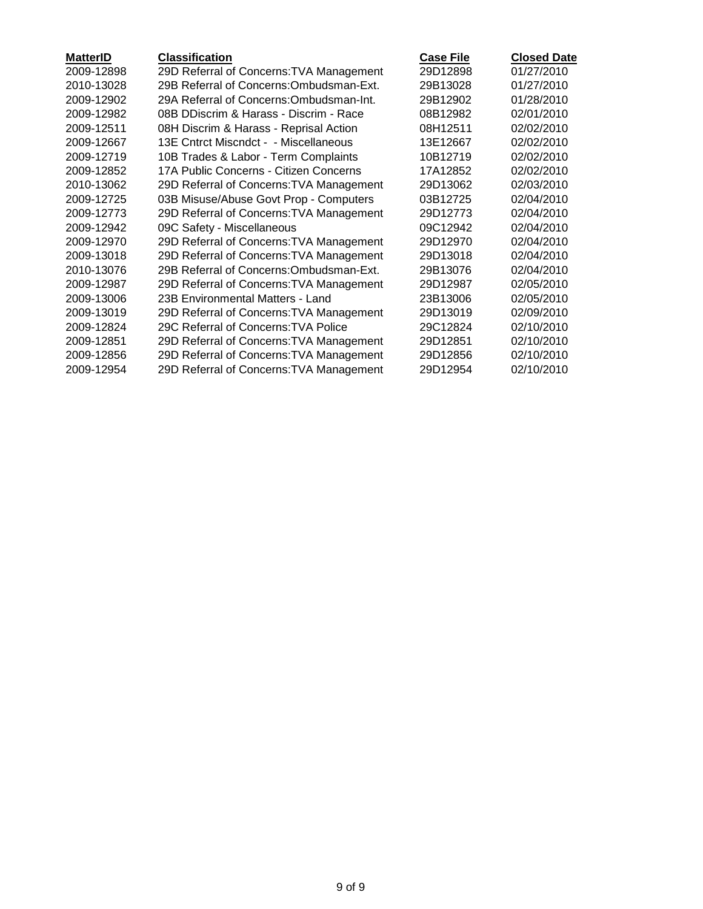| MatterID | Classification | Case File | Closed Date |
|---|---|---|---|
| 2009-12898 | 29D Referral of Concerns:TVA Management | 29D12898 | 01/27/2010 |
| 2010-13028 | 29B Referral of Concerns:Ombudsman-Ext. | 29B13028 | 01/27/2010 |
| 2009-12902 | 29A Referral of Concerns:Ombudsman-Int. | 29B12902 | 01/28/2010 |
| 2009-12982 | 08B DDiscrim & Harass - Discrim - Race | 08B12982 | 02/01/2010 |
| 2009-12511 | 08H Discrim & Harass - Reprisal Action | 08H12511 | 02/02/2010 |
| 2009-12667 | 13E Cntrct Miscndct - - Miscellaneous | 13E12667 | 02/02/2010 |
| 2009-12719 | 10B Trades & Labor - Term Complaints | 10B12719 | 02/02/2010 |
| 2009-12852 | 17A Public Concerns - Citizen Concerns | 17A12852 | 02/02/2010 |
| 2010-13062 | 29D Referral of Concerns:TVA Management | 29D13062 | 02/03/2010 |
| 2009-12725 | 03B Misuse/Abuse Govt Prop - Computers | 03B12725 | 02/04/2010 |
| 2009-12773 | 29D Referral of Concerns:TVA Management | 29D12773 | 02/04/2010 |
| 2009-12942 | 09C Safety - Miscellaneous | 09C12942 | 02/04/2010 |
| 2009-12970 | 29D Referral of Concerns:TVA Management | 29D12970 | 02/04/2010 |
| 2009-13018 | 29D Referral of Concerns:TVA Management | 29D13018 | 02/04/2010 |
| 2010-13076 | 29B Referral of Concerns:Ombudsman-Ext. | 29B13076 | 02/04/2010 |
| 2009-12987 | 29D Referral of Concerns:TVA Management | 29D12987 | 02/05/2010 |
| 2009-13006 | 23B Environmental Matters - Land | 23B13006 | 02/05/2010 |
| 2009-13019 | 29D Referral of Concerns:TVA Management | 29D13019 | 02/09/2010 |
| 2009-12824 | 29C Referral of Concerns:TVA Police | 29C12824 | 02/10/2010 |
| 2009-12851 | 29D Referral of Concerns:TVA Management | 29D12851 | 02/10/2010 |
| 2009-12856 | 29D Referral of Concerns:TVA Management | 29D12856 | 02/10/2010 |
| 2009-12954 | 29D Referral of Concerns:TVA Management | 29D12954 | 02/10/2010 |